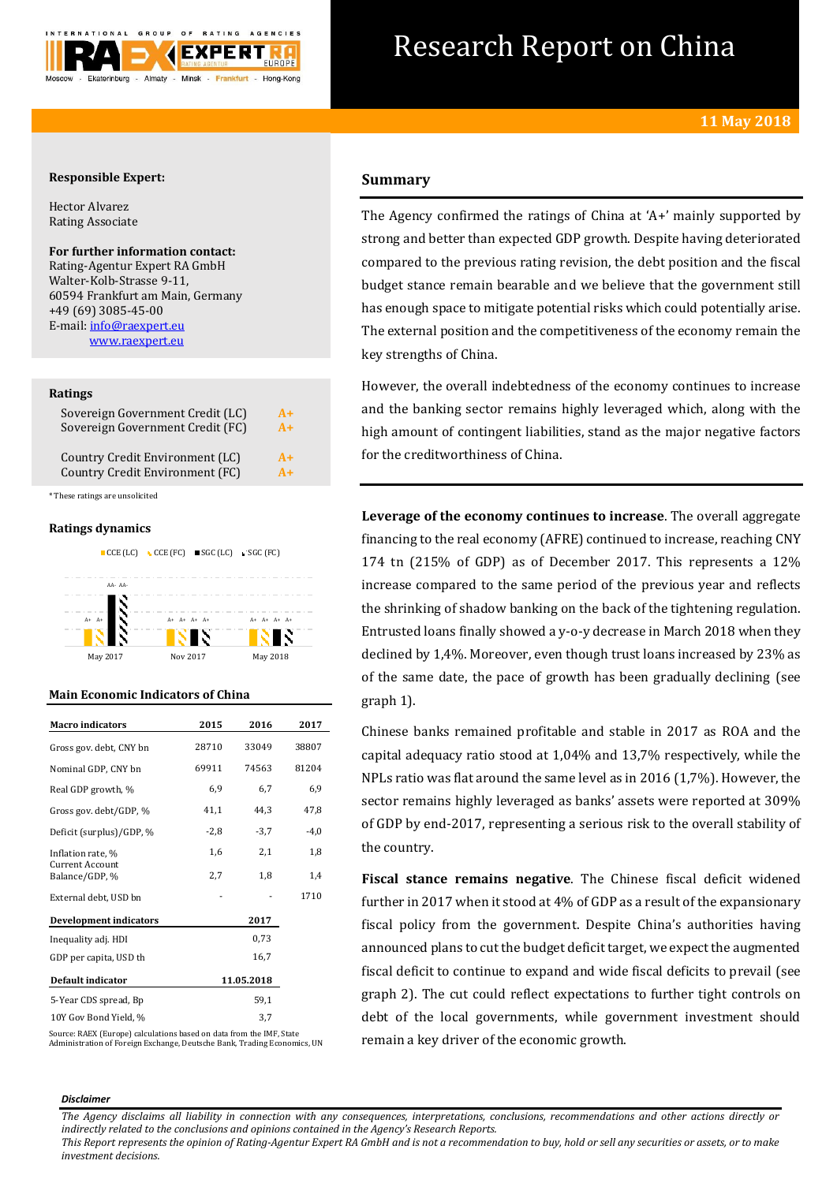# Research Report on China

11 May 2018

**Responsible Expert:**

Hector Alvarez
Rating Associate

**For further information contact:**
Rating-Agentur Expert RA GmbH
Walter-Kolb-Strasse 9-11,
60594 Frankfurt am Main, Germany
+49 (69) 3085-45-00
E-mail: info@raexpert.eu
www.raexpert.eu

## Ratings

| | |
|---|---|
| Sovereign Government Credit (LC) | A+ |
| Sovereign Government Credit (FC) | A+ |
| Country Credit Environment (LC) | A+ |
| Country Credit Environment (FC) | A+ |

*These ratings are unsolicited

## Ratings dynamics

CCE (LC) CCE (FC) SGC (LC) SGC (FC)

| | CCE (LC) | CCE (FC) | SGC (LC) | SGC (FC) |
|---|---|---|---|---|
| May 2017 | A+ | A+ | AA- | AA- |
| Nov 2017 | A+ | A+ | A+ | A+ |
| May 2018 | A+ | A+ | A+ | A+ |

## Main Economic Indicators of China

| Macro indicators | 2015 | 2016 | 2017 |
|---|---|---|---|
| Gross gov. debt, CNY bn | 28710 | 33049 | 38807 |
| Nominal GDP, CNY bn | 69911 | 74563 | 81204 |
| Real GDP growth, % | 6,9 | 6,7 | 6,9 |
| Gross gov. debt/GDP, % | 41,1 | 44,3 | 47,8 |
| Deficit (surplus)/GDP, % | -2,8 | -3,7 | -4,0 |
| Inflation rate, % | 1,6 | 2,1 | 1,8 |
| Current Account Balance/GDP, % | 2,7 | 1,8 | 1,4 |
| External debt, USD bn | - | - | 1710 |
| **Development indicators** | | **2017** | |
| Inequality adj. HDI | | 0,73 | |
| GDP per capita, USD th | | 16,7 | |
| **Default indicator** | | **11.05.2018** | |
| 5-Year CDS spread, Bp | | 59,1 | |
| 10Y Gov Bond Yield, % | | 3,7 | |

Source: RAEX (Europe) calculations based on data from the IMF, State Administration of Foreign Exchange, Deutsche Bank, Trading Economics, UN

## Summary

The Agency confirmed the ratings of China at ‘A+’ mainly supported by strong and better than expected GDP growth. Despite having deteriorated compared to the previous rating revision, the debt position and the fiscal budget stance remain bearable and we believe that the government still has enough space to mitigate potential risks which could potentially arise. The external position and the competitiveness of the economy remain the key strengths of China.

However, the overall indebtedness of the economy continues to increase and the banking sector remains highly leveraged which, along with the high amount of contingent liabilities, stand as the major negative factors for the creditworthiness of China.

**Leverage of the economy continues to increase**. The overall aggregate financing to the real economy (AFRE) continued to increase, reaching CNY 174 tn (215% of GDP) as of December 2017. This represents a 12% increase compared to the same period of the previous year and reflects the shrinking of shadow banking on the back of the tightening regulation. Entrusted loans finally showed a y-o-y decrease in March 2018 when they declined by 1,4%. Moreover, even though trust loans increased by 23% as of the same date, the pace of growth has been gradually declining (see graph 1).

Chinese banks remained profitable and stable in 2017 as ROA and the capital adequacy ratio stood at 1,04% and 13,7% respectively, while the NPLs ratio was flat around the same level as in 2016 (1,7%). However, the sector remains highly leveraged as banks’ assets were reported at 309% of GDP by end-2017, representing a serious risk to the overall stability of the country.

**Fiscal stance remains negative**. The Chinese fiscal deficit widened further in 2017 when it stood at 4% of GDP as a result of the expansionary fiscal policy from the government. Despite China’s authorities having announced plans to cut the budget deficit target, we expect the augmented fiscal deficit to continue to expand and wide fiscal deficits to prevail (see graph 2). The cut could reflect expectations to further tight controls on debt of the local governments, while government investment should remain a key driver of the economic growth.

*Disclaimer*

*The Agency disclaims all liability in connection with any consequences, interpretations, conclusions, recommendations and other actions directly or indirectly related to the conclusions and opinions contained in the Agency’s Research Reports.*
*This Report represents the opinion of Rating-Agentur Expert RA GmbH and is not a recommendation to buy, hold or sell any securities or assets, or to make investment decisions.*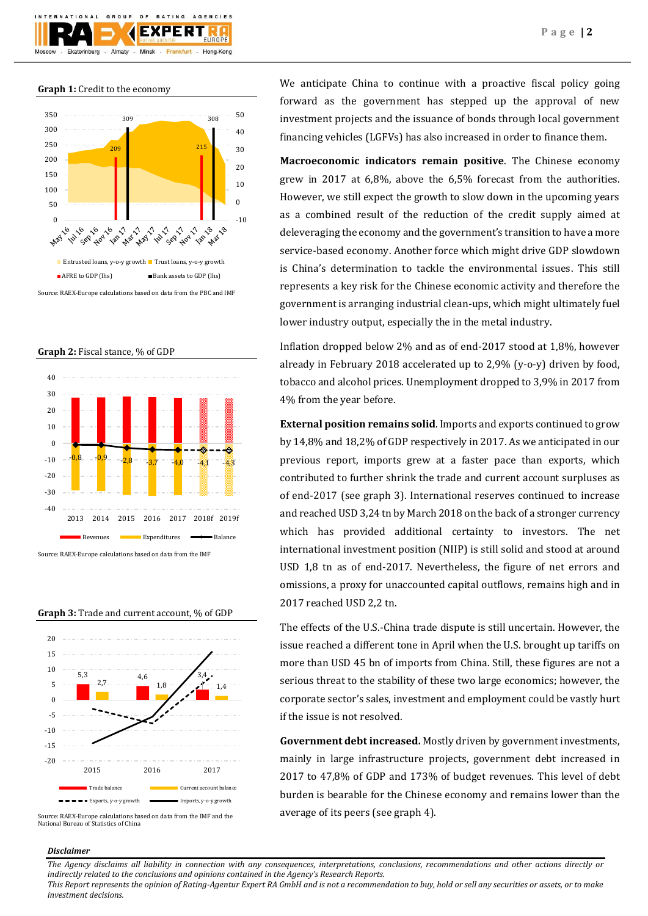**Graph 1:** Credit to the economy

Source: RAEX-Europe calculations based on data from the PBC and IMF

**Graph 2:** Fiscal stance, % of GDP

Source: RAEX-Europe calculations based on data from the IMF

**Graph 3:** Trade and current account, % of GDP

Source: RAEX-Europe calculations based on data from the IMF and the National Bureau of Statistics of China

We anticipate China to continue with a proactive fiscal policy going forward as the government has stepped up the approval of new investment projects and the issuance of bonds through local government financing vehicles (LGFVs) has also increased in order to finance them.

**Macroeconomic indicators remain positive**. The Chinese economy grew in 2017 at 6,8%, above the 6,5% forecast from the authorities. However, we still expect the growth to slow down in the upcoming years as a combined result of the reduction of the credit supply aimed at deleveraging the economy and the government's transition to have a more service-based economy. Another force which might drive GDP slowdown is China's determination to tackle the environmental issues. This still represents a key risk for the Chinese economic activity and therefore the government is arranging industrial clean-ups, which might ultimately fuel lower industry output, especially the in the metal industry.

Inflation dropped below 2% and as of end-2017 stood at 1,8%, however already in February 2018 accelerated up to 2,9% (y-o-y) driven by food, tobacco and alcohol prices. Unemployment dropped to 3,9% in 2017 from 4% from the year before.

**External position remains solid**. Imports and exports continued to grow by 14,8% and 18,2% of GDP respectively in 2017. As we anticipated in our previous report, imports grew at a faster pace than exports, which contributed to further shrink the trade and current account surpluses as of end-2017 (see graph 3). International reserves continued to increase and reached USD 3,24 tn by March 2018 on the back of a stronger currency which has provided additional certainty to investors. The net international investment position (NIIP) is still solid and stood at around USD 1,8 tn as of end-2017. Nevertheless, the figure of net errors and omissions, a proxy for unaccounted capital outflows, remains high and in 2017 reached USD 2,2 tn.

The effects of the U.S.-China trade dispute is still uncertain. However, the issue reached a different tone in April when the U.S. brought up tariffs on more than USD 45 bn of imports from China. Still, these figures are not a serious threat to the stability of these two large economics; however, the corporate sector's sales, investment and employment could be vastly hurt if the issue is not resolved.

**Government debt increased.** Mostly driven by government investments, mainly in large infrastructure projects, government debt increased in 2017 to 47,8% of GDP and 173% of budget revenues. This level of debt burden is bearable for the Chinese economy and remains lower than the average of its peers (see graph 4).

***Disclaimer***

*The Agency disclaims all liability in connection with any consequences, interpretations, conclusions, recommendations and other actions directly or indirectly related to the conclusions and opinions contained in the Agency's Research Reports.*
*This Report represents the opinion of Rating-Agentur Expert RA GmbH and is not a recommendation to buy, hold or sell any securities or assets, or to make investment decisions.*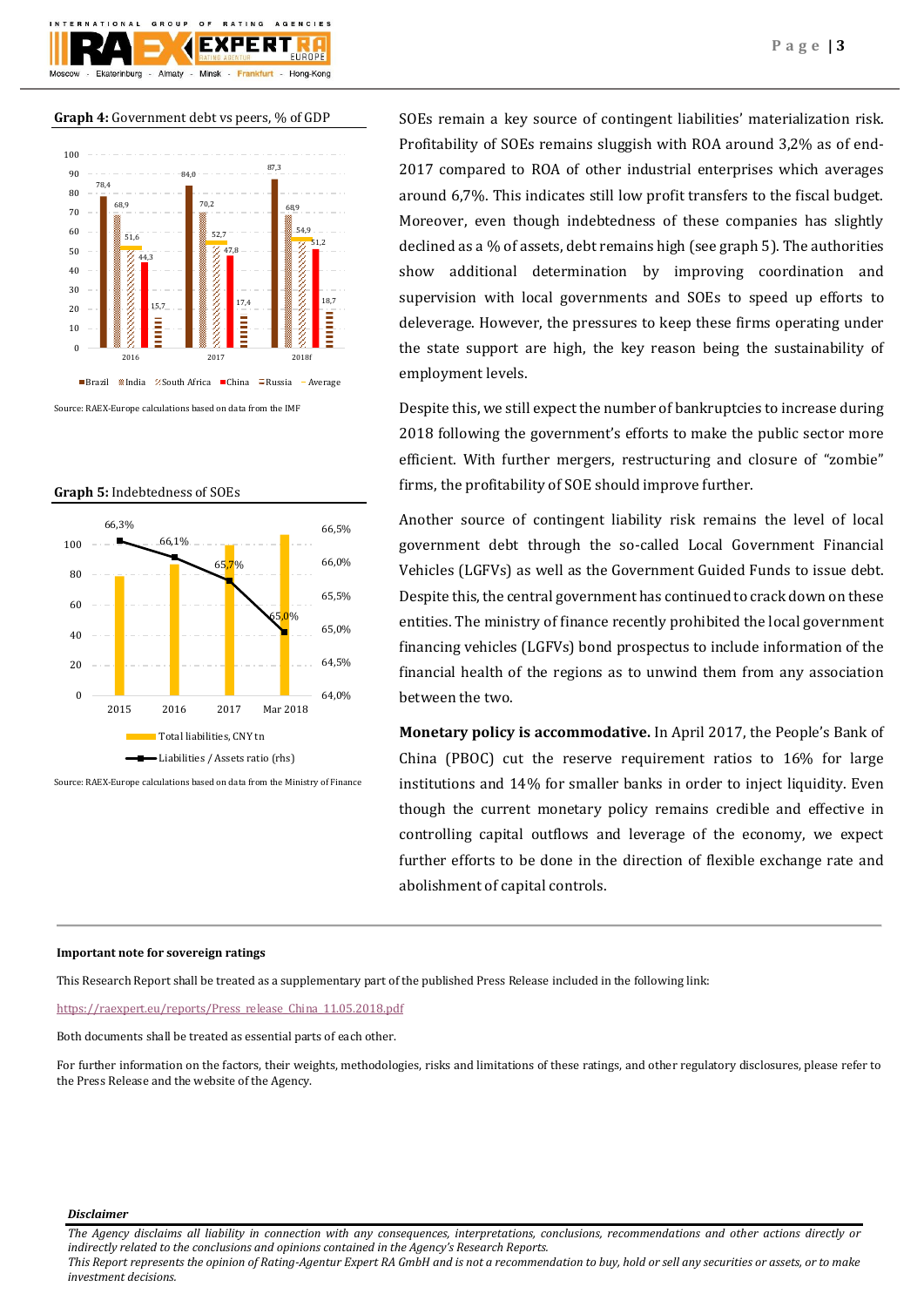**Graph 4:** Government debt vs peers, % of GDP

100
90
80
70
60
50
40
30
20
10
0

2016: 78,4 68,9 51,6 44,3 15,7
2017: 84,0 70,2 52,7 47,8 17,4
2018f: 87,3 68,9 54,9 51,2 18,7

Brazil India South Africa China Russia Average

Source: RAEX-Europe calculations based on data from the IMF

**Graph 5:** Indebtedness of SOEs

100
80
60
40
20
0

66,5%
66,0%
65,5%
65,0%
64,5%
64,0%

66,3% 66,1% 65,7% 65,0%

2015 2016 2017 Mar 2018

Total liabilities, CNY tn
Liabilities / Assets ratio (rhs)

Source: RAEX-Europe calculations based on data from the Ministry of Finance

SOEs remain a key source of contingent liabilities' materialization risk. Profitability of SOEs remains sluggish with ROA around 3,2% as of end-2017 compared to ROA of other industrial enterprises which averages around 6,7%. This indicates still low profit transfers to the fiscal budget. Moreover, even though indebtedness of these companies has slightly declined as a % of assets, debt remains high (see graph 5). The authorities show additional determination by improving coordination and supervision with local governments and SOEs to speed up efforts to deleverage. However, the pressures to keep these firms operating under the state support are high, the key reason being the sustainability of employment levels.

Despite this, we still expect the number of bankruptcies to increase during 2018 following the government's efforts to make the public sector more efficient. With further mergers, restructuring and closure of "zombie" firms, the profitability of SOE should improve further.

Another source of contingent liability risk remains the level of local government debt through the so-called Local Government Financial Vehicles (LGFVs) as well as the Government Guided Funds to issue debt. Despite this, the central government has continued to crack down on these entities. The ministry of finance recently prohibited the local government financing vehicles (LGFVs) bond prospectus to include information of the financial health of the regions as to unwind them from any association between the two.

**Monetary policy is accommodative.** In April 2017, the People's Bank of China (PBOC) cut the reserve requirement ratios to 16% for large institutions and 14% for smaller banks in order to inject liquidity. Even though the current monetary policy remains credible and effective in controlling capital outflows and leverage of the economy, we expect further efforts to be done in the direction of flexible exchange rate and abolishment of capital controls.

**Important note for sovereign ratings**

This Research Report shall be treated as a supplementary part of the published Press Release included in the following link:

https://raexpert.eu/reports/Press_release_China_11.05.2018.pdf

Both documents shall be treated as essential parts of each other.

For further information on the factors, their weights, methodologies, risks and limitations of these ratings, and other regulatory disclosures, please refer to the Press Release and the website of the Agency.

***Disclaimer***

*The Agency disclaims all liability in connection with any consequences, interpretations, conclusions, recommendations and other actions directly or indirectly related to the conclusions and opinions contained in the Agency's Research Reports.*

*This Report represents the opinion of Rating-Agentur Expert RA GmbH and is not a recommendation to buy, hold or sell any securities or assets, or to make investment decisions.*